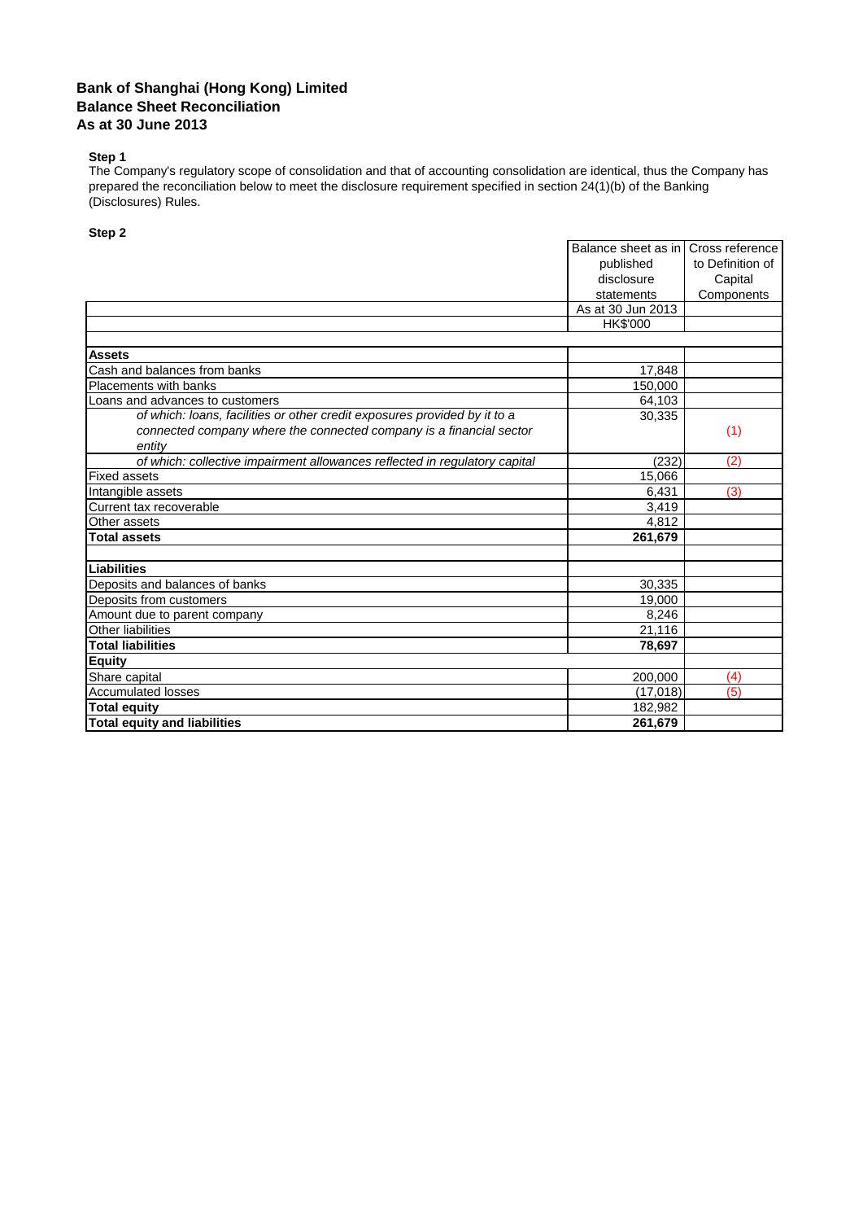# Bank of Shanghai (Hong Kong) Limited
## Balance Sheet Reconciliation
## As at 30 June 2013

**Step 1**

The Company's regulatory scope of consolidation and that of accounting consolidation are identical, thus the Company has prepared the reconciliation below to meet the disclosure requirement specified in section 24(1)(b) of the Banking (Disclosures) Rules.

**Step 2**

| | Balance sheet as in published disclosure statements | Cross reference to Definition of Capital Components |
|---|---|---|
| | As at 30 Jun 2013 | |
| | HK$'000 | |
| | | |
| **Assets** | | |
| Cash and balances from banks | 17,848 | |
| Placements with banks | 150,000 | |
| Loans and advances to customers | 64,103 | |
| *of which: loans, facilities or other credit exposures provided by it to a connected company where the connected company is a financial sector entity* | 30,335 | (1) |
| *of which: collective impairment allowances reflected in regulatory capital* | (232) | (2) |
| Fixed assets | 15,066 | |
| Intangible assets | 6,431 | (3) |
| Current tax recoverable | 3,419 | |
| Other assets | 4,812 | |
| **Total assets** | **261,679** | |
| | | |
| **Liabilities** | | |
| Deposits and balances of banks | 30,335 | |
| Deposits from customers | 19,000 | |
| Amount due to parent company | 8,246 | |
| Other liabilities | 21,116 | |
| **Total liabilities** | **78,697** | |
| **Equity** | | |
| Share capital | 200,000 | (4) |
| Accumulated losses | (17,018) | (5) |
| **Total equity** | 182,982 | |
| **Total equity and liabilities** | **261,679** | |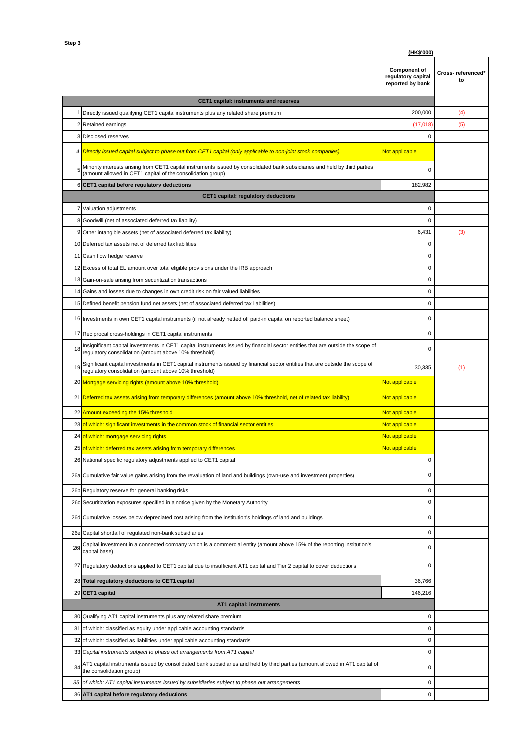**Step 3**

| | | (HK$'000) | |
|---|---|---|---|
| | | **Component of regulatory capital reported by bank** | **Cross- referenced* to** |
| | **CET1 capital: instruments and reserves** | | |
| 1 | Directly issued qualifying CET1 capital instruments plus any related share premium | 200,000 | (4) |
| 2 | Retained earnings | (17,018) | (5) |
| 3 | Disclosed reserves | 0 | |
| *4* | *Directly issued capital subject to phase out from CET1 capital (only applicable to non-joint stock companies)* | Not applicable | |
| 5 | Minority interests arising from CET1 capital instruments issued by consolidated bank subsidiaries and held by third parties (amount allowed in CET1 capital of the consolidation group) | 0 | |
| 6 | **CET1 capital before regulatory deductions** | 182,982 | |
| | **CET1 capital: regulatory deductions** | | |
| 7 | Valuation adjustments | 0 | |
| 8 | Goodwill (net of associated deferred tax liability) | 0 | |
| 9 | Other intangible assets (net of associated deferred tax liability) | 6,431 | (3) |
| 10 | Deferred tax assets net of deferred tax liabilities | 0 | |
| 11 | Cash flow hedge reserve | 0 | |
| 12 | Excess of total EL amount over total eligible provisions under the IRB approach | 0 | |
| 13 | Gain-on-sale arising from securitization transactions | 0 | |
| 14 | Gains and losses due to changes in own credit risk on fair valued liabilities | 0 | |
| 15 | Defined benefit pension fund net assets (net of associated deferred tax liabilities) | 0 | |
| 16 | Investments in own CET1 capital instruments (if not already netted off paid-in capital on reported balance sheet) | 0 | |
| 17 | Reciprocal cross-holdings in CET1 capital instruments | 0 | |
| 18 | Insignificant capital investments in CET1 capital instruments issued by financial sector entities that are outside the scope of regulatory consolidation (amount above 10% threshold) | 0 | |
| 19 | Significant capital investments in CET1 capital instruments issued by financial sector entities that are outside the scope of regulatory consolidation (amount above 10% threshold) | 30,335 | (1) |
| 20 | Mortgage servicing rights (amount above 10% threshold) | Not applicable | |
| 21 | Deferred tax assets arising from temporary differences (amount above 10% threshold, net of related tax liability) | Not applicable | |
| 22 | Amount exceeding the 15% threshold | Not applicable | |
| 23 | of which: significant investments in the common stock of financial sector entities | Not applicable | |
| 24 | of which: mortgage servicing rights | Not applicable | |
| 25 | of which: deferred tax assets arising from temporary differences | Not applicable | |
| 26 | National specific regulatory adjustments applied to CET1 capital | 0 | |
| 26a | Cumulative fair value gains arising from the revaluation of land and buildings (own-use and investment properties) | 0 | |
| 26b | Regulatory reserve for general banking risks | 0 | |
| 26c | Securitization exposures specified in a notice given by the Monetary Authority | 0 | |
| 26d | Cumulative losses below depreciated cost arising from the institution's holdings of land and buildings | 0 | |
| 26e | Capital shortfall of regulated non-bank subsidiaries | 0 | |
| 26f | Capital investment in a connected company which is a commercial entity (amount above 15% of the reporting institution's capital base) | 0 | |
| 27 | Regulatory deductions applied to CET1 capital due to insufficient AT1 capital and Tier 2 capital to cover deductions | 0 | |
| 28 | **Total regulatory deductions to CET1 capital** | 36,766 | |
| 29 | **CET1 capital** | 146,216 | |
| | **AT1 capital: instruments** | | |
| 30 | Qualifying AT1 capital instruments plus any related share premium | 0 | |
| 31 | of which: classified as equity under applicable accounting standards | 0 | |
| 32 | of which: classified as liabilities under applicable accounting standards | 0 | |
| 33 | *Capital instruments subject to phase out arrangements from AT1 capital* | 0 | |
| 34 | AT1 capital instruments issued by consolidated bank subsidiaries and held by third parties (amount allowed in AT1 capital of the consolidation group) | 0 | |
| *35* | *of which: AT1 capital instruments issued by subsidiaries subject to phase out arrangements* | 0 | |
| 36 | **AT1 capital before regulatory deductions** | 0 | |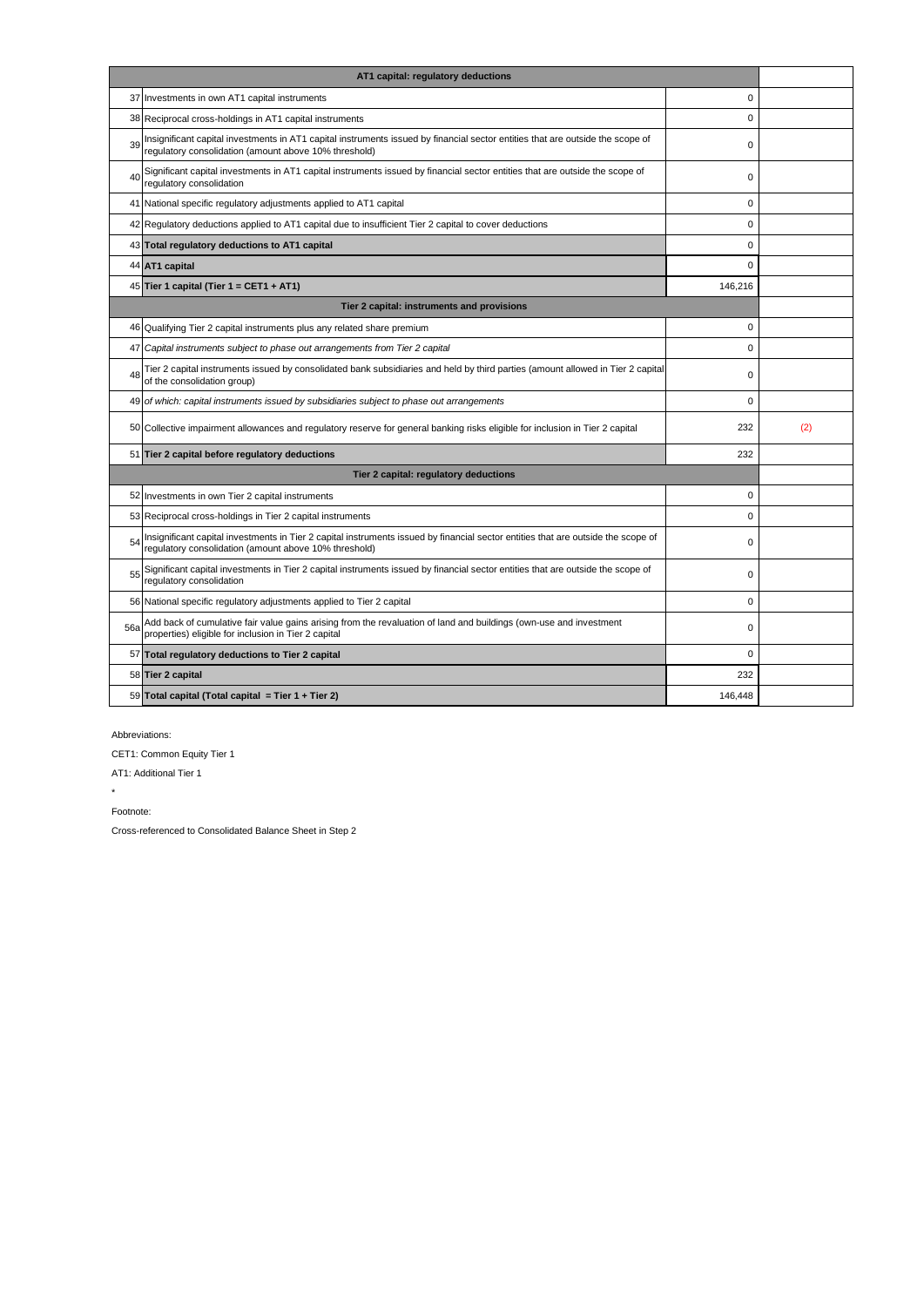| | AT1 capital: regulatory deductions | | |
|---|---|---|---|
| 37 | Investments in own AT1 capital instruments | 0 | |
| 38 | Reciprocal cross-holdings in AT1 capital instruments | 0 | |
| 39 | Insignificant capital investments in AT1 capital instruments issued by financial sector entities that are outside the scope of regulatory consolidation (amount above 10% threshold) | 0 | |
| 40 | Significant capital investments in AT1 capital instruments issued by financial sector entities that are outside the scope of regulatory consolidation | 0 | |
| 41 | National specific regulatory adjustments applied to AT1 capital | 0 | |
| 42 | Regulatory deductions applied to AT1 capital due to insufficient Tier 2 capital to cover deductions | 0 | |
| 43 | **Total regulatory deductions to AT1 capital** | 0 | |
| 44 | **AT1 capital** | 0 | |
| 45 | **Tier 1 capital (Tier 1 = CET1 + AT1)** | 146,216 | |
| | **Tier 2 capital: instruments and provisions** | | |
| 46 | Qualifying Tier 2 capital instruments plus any related share premium | 0 | |
| 47 | *Capital instruments subject to phase out arrangements from Tier 2 capital* | 0 | |
| 48 | Tier 2 capital instruments issued by consolidated bank subsidiaries and held by third parties (amount allowed in Tier 2 capital of the consolidation group) | 0 | |
| 49 | *of which: capital instruments issued by subsidiaries subject to phase out arrangements* | 0 | |
| 50 | Collective impairment allowances and regulatory reserve for general banking risks eligible for inclusion in Tier 2 capital | 232 | (2) |
| 51 | **Tier 2 capital before regulatory deductions** | 232 | |
| | **Tier 2 capital: regulatory deductions** | | |
| 52 | Investments in own Tier 2 capital instruments | 0 | |
| 53 | Reciprocal cross-holdings in Tier 2 capital instruments | 0 | |
| 54 | Insignificant capital investments in Tier 2 capital instruments issued by financial sector entities that are outside the scope of regulatory consolidation (amount above 10% threshold) | 0 | |
| 55 | Significant capital investments in Tier 2 capital instruments issued by financial sector entities that are outside the scope of regulatory consolidation | 0 | |
| 56 | National specific regulatory adjustments applied to Tier 2 capital | 0 | |
| 56a | Add back of cumulative fair value gains arising from the revaluation of land and buildings (own-use and investment properties) eligible for inclusion in Tier 2 capital | 0 | |
| 57 | **Total regulatory deductions to Tier 2 capital** | 0 | |
| 58 | **Tier 2 capital** | 232 | |
| 59 | **Total capital (Total capital = Tier 1 + Tier 2)** | 146,448 | |

Abbreviations:

CET1: Common Equity Tier 1

AT1: Additional Tier 1

*

Footnote:

Cross-referenced to Consolidated Balance Sheet in Step 2